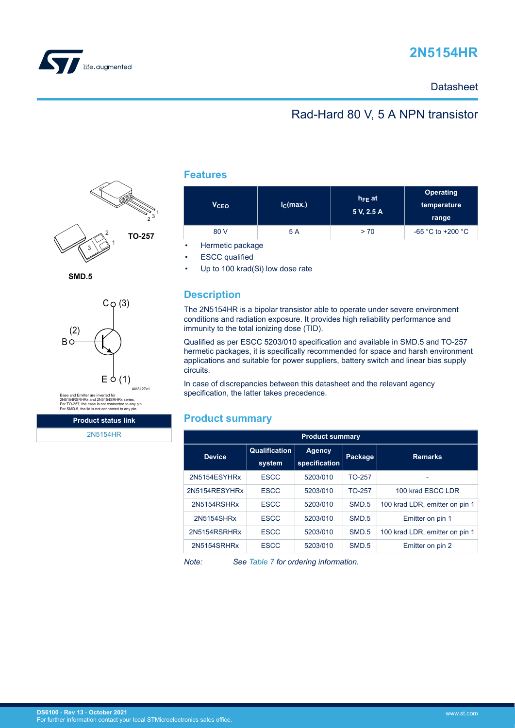# 2N5154HR

Datasheet

## Rad-Hard 80 V, 5 A NPN transistor

TO-257

SMD.5

C (3)

(2)
B

E (1)

AM3127v1

Base and Emitter are inverted for 2N5154RSRHRx and 2N5154SRHRx series.
For TO-257, the case is not connected to any pin.
For SMD.5, the lid is not connected to any pin.

| Product status link |
|---|
| 2N5154HR |

## Features

| $V_{CEO}$ | $I_C$(max.) | $h_{FE}$ at 5 V, 2.5 A | Operating temperature range |
|---|---|---|---|
| 80 V | 5 A | > 70 | -65 °C to +200 °C |

- Hermetic package
- ESCC qualified
- Up to 100 krad(Si) low dose rate

## Description

The 2N5154HR is a bipolar transistor able to operate under severe environment conditions and radiation exposure. It provides high reliability performance and immunity to the total ionizing dose (TID).

Qualified as per ESCC 5203/010 specification and available in SMD.5 and TO-257 hermetic packages, it is specifically recommended for space and harsh environment applications and suitable for power suppliers, battery switch and linear bias supply circuits.

In case of discrepancies between this datasheet and the relevant agency specification, the latter takes precedence.

## Product summary

| Device | Qualification system | Agency specification | Package | Remarks |
|---|---|---|---|---|
| 2N5154ESYHRx | ESCC | 5203/010 | TO-257 | - |
| 2N5154RESYHRx | ESCC | 5203/010 | TO-257 | 100 krad ESCC LDR |
| 2N5154RSHRx | ESCC | 5203/010 | SMD.5 | 100 krad LDR, emitter on pin 1 |
| 2N5154SHRx | ESCC | 5203/010 | SMD.5 | Emitter on pin 1 |
| 2N5154RSRHRx | ESCC | 5203/010 | SMD.5 | 100 krad LDR, emitter on pin 1 |
| 2N5154SRHRx | ESCC | 5203/010 | SMD.5 | Emitter on pin 2 |

*Note: See Table 7 for ordering information.*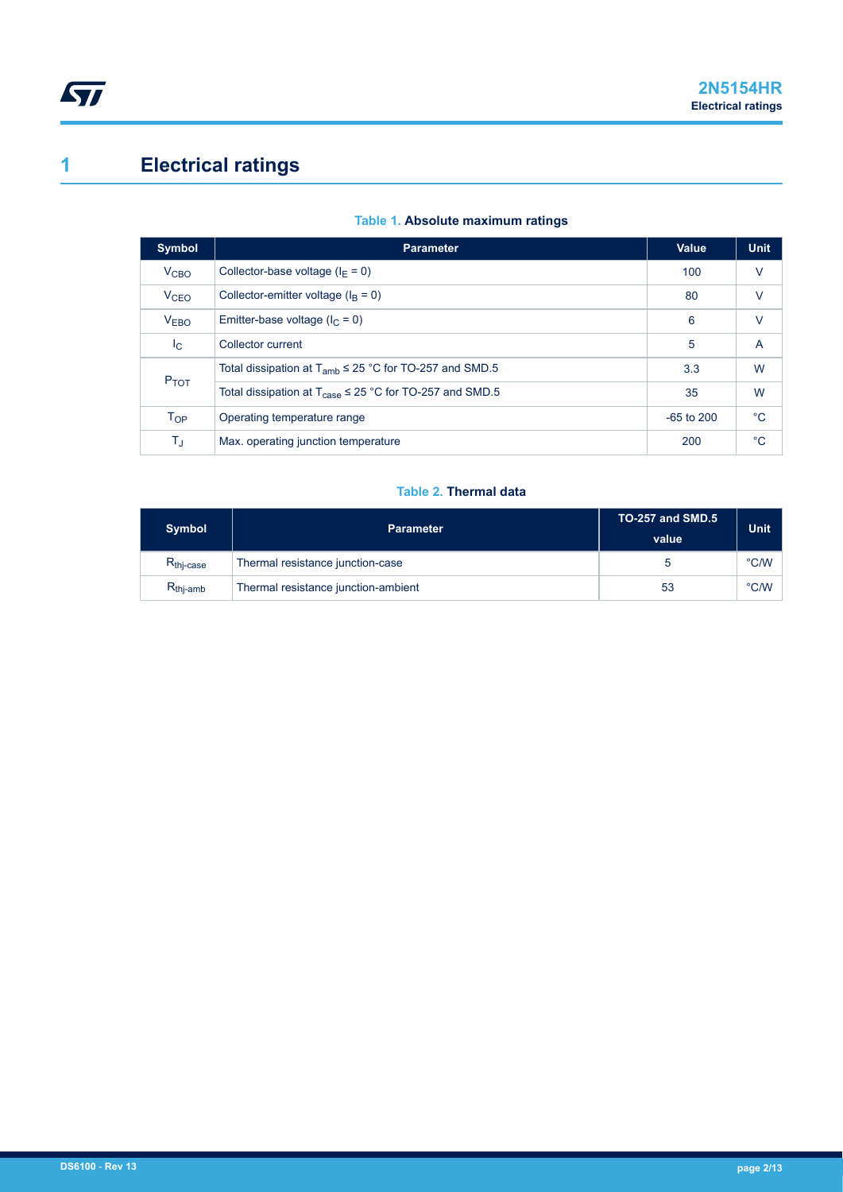# 1 Electrical ratings

**Table 1. Absolute maximum ratings**

| Symbol | Parameter | Value | Unit |
|---|---|---|---|
| $V_{CBO}$ | Collector-base voltage ($I_E = 0$) | 100 | V |
| $V_{CEO}$ | Collector-emitter voltage ($I_B = 0$) | 80 | V |
| $V_{EBO}$ | Emitter-base voltage ($I_C = 0$) | 6 | V |
| $I_C$ | Collector current | 5 | A |
| $P_{TOT}$ | Total dissipation at $T_{amb} \leq 25$ °C for TO-257 and SMD.5 | 3.3 | W |
| | Total dissipation at $T_{case} \leq 25$ °C for TO-257 and SMD.5 | 35 | W |
| $T_{OP}$ | Operating temperature range | -65 to 200 | °C |
| $T_J$ | Max. operating junction temperature | 200 | °C |

**Table 2. Thermal data**

| Symbol | Parameter | TO-257 and SMD.5 value | Unit |
|---|---|---|---|
| $R_{thj\text{-}case}$ | Thermal resistance junction-case | 5 | °C/W |
| $R_{thj\text{-}amb}$ | Thermal resistance junction-ambient | 53 | °C/W |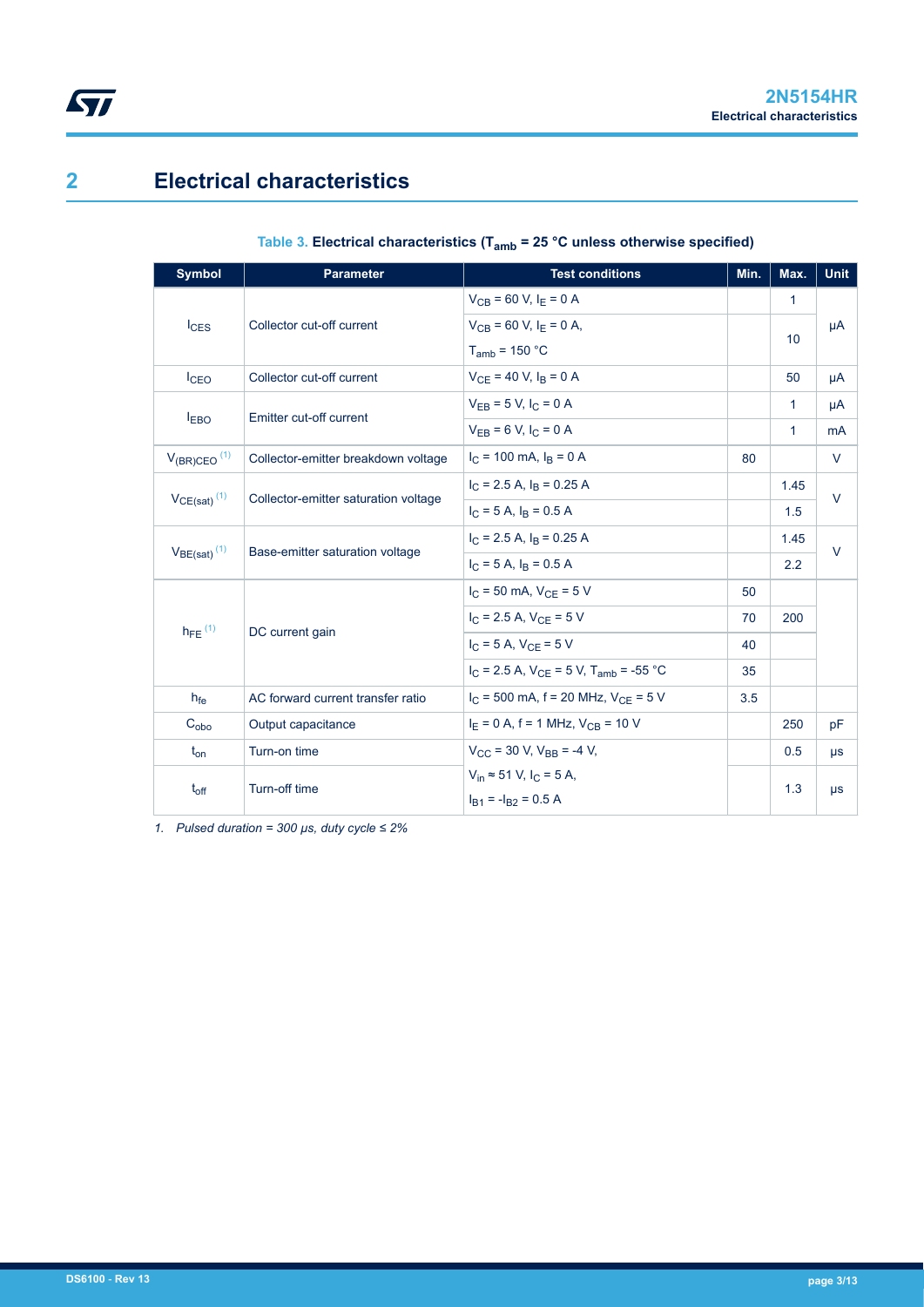# 2 Electrical characteristics

**Table 3. Electrical characteristics ($T_{amb}$ = 25 °C unless otherwise specified)**

| Symbol | Parameter | Test conditions | Min. | Max. | Unit |
|---|---|---|---|---|---|
| $I_{CES}$ | Collector cut-off current | $V_{CB}$ = 60 V, $I_E$ = 0 A | | 1 | µA |
| | | $V_{CB}$ = 60 V, $I_E$ = 0 A, $T_{amb}$ = 150 °C | | 10 | |
| $I_{CEO}$ | Collector cut-off current | $V_{CE}$ = 40 V, $I_B$ = 0 A | | 50 | µA |
| $I_{EBO}$ | Emitter cut-off current | $V_{EB}$ = 5 V, $I_C$ = 0 A | | 1 | µA |
| | | $V_{EB}$ = 6 V, $I_C$ = 0 A | | 1 | mA |
| $V_{(BR)CEO}$ (1) | Collector-emitter breakdown voltage | $I_C$ = 100 mA, $I_B$ = 0 A | 80 | | V |
| $V_{CE(sat)}$ (1) | Collector-emitter saturation voltage | $I_C$ = 2.5 A, $I_B$ = 0.25 A | | 1.45 | V |
| | | $I_C$ = 5 A, $I_B$ = 0.5 A | | 1.5 | |
| $V_{BE(sat)}$ (1) | Base-emitter saturation voltage | $I_C$ = 2.5 A, $I_B$ = 0.25 A | | 1.45 | V |
| | | $I_C$ = 5 A, $I_B$ = 0.5 A | | 2.2 | |
| $h_{FE}$ (1) | DC current gain | $I_C$ = 50 mA, $V_{CE}$ = 5 V | 50 | | |
| | | $I_C$ = 2.5 A, $V_{CE}$ = 5 V | 70 | 200 | |
| | | $I_C$ = 5 A, $V_{CE}$ = 5 V | 40 | | |
| | | $I_C$ = 2.5 A, $V_{CE}$ = 5 V, $T_{amb}$ = -55 °C | 35 | | |
| $h_{fe}$ | AC forward current transfer ratio | $I_C$ = 500 mA, f = 20 MHz, $V_{CE}$ = 5 V | 3.5 | | |
| $C_{obo}$ | Output capacitance | $I_E$ = 0 A, f = 1 MHz, $V_{CB}$ = 10 V | | 250 | pF |
| $t_{on}$ | Turn-on time | $V_{CC}$ = 30 V, $V_{BB}$ = -4 V, $V_{in}$ ≈ 51 V, $I_C$ = 5 A, $I_{B1}$ = $-I_{B2}$ = 0.5 A | | 0.5 | µs |
| $t_{off}$ | Turn-off time | | | 1.3 | µs |

*1. Pulsed duration = 300 µs, duty cycle ≤ 2%*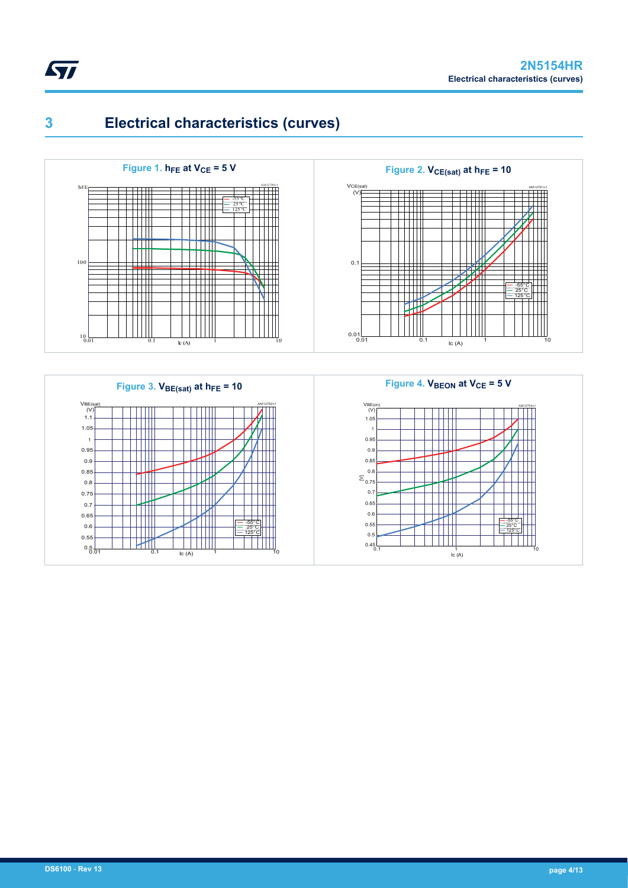# 3 Electrical characteristics (curves)

**Figure 1.** $h_{FE}$ at $V_{CE}$ = 5 V

**Figure 2.** $V_{CE(sat)}$ at $h_{FE}$ = 10

**Figure 3.** $V_{BE(sat)}$ at $h_{FE}$ = 10

**Figure 4.** $V_{BEON}$ at $V_{CE}$ = 5 V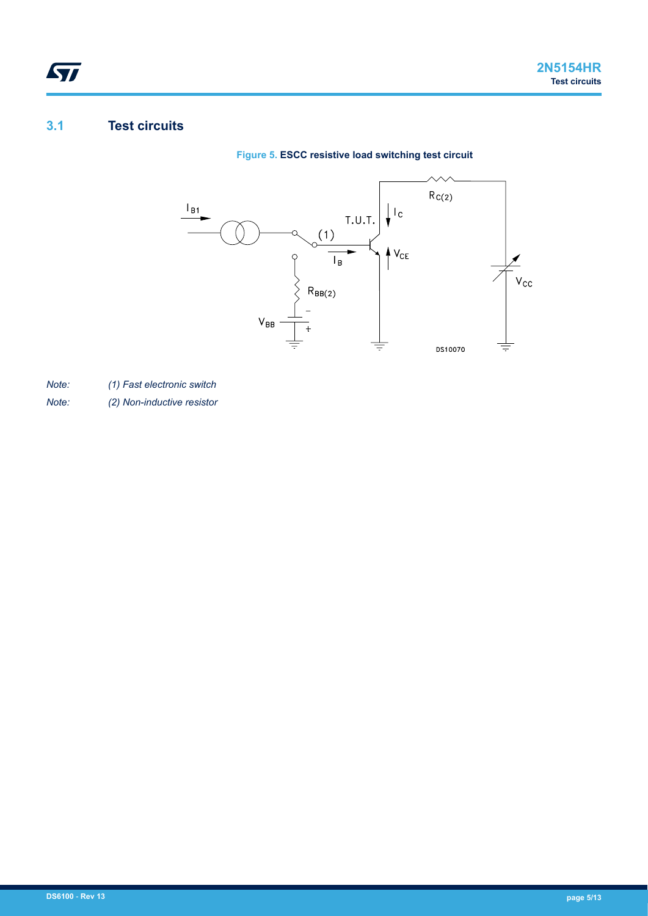## 3.1 Test circuits

**Figure 5. ESCC resistive load switching test circuit**

*Note: (1) Fast electronic switch*

*Note: (2) Non-inductive resistor*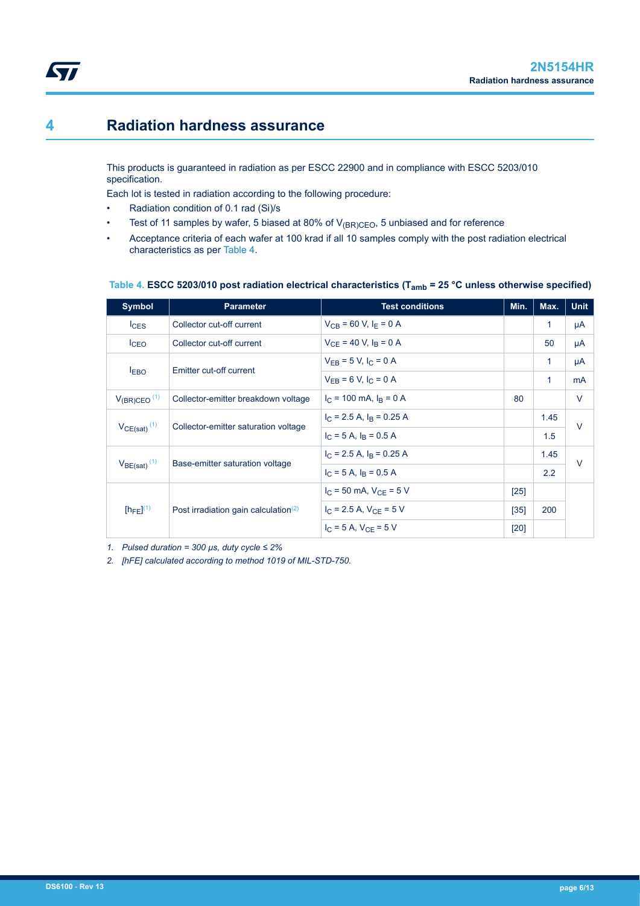# 4 Radiation hardness assurance

This products is guaranteed in radiation as per ESCC 22900 and in compliance with ESCC 5203/010 specification.

Each lot is tested in radiation according to the following procedure:

- Radiation condition of 0.1 rad (Si)/s
- Test of 11 samples by wafer, 5 biased at 80% of $V_{(BR)CEO}$, 5 unbiased and for reference
- Acceptance criteria of each wafer at 100 krad if all 10 samples comply with the post radiation electrical characteristics as per Table 4.

**Table 4. ESCC 5203/010 post radiation electrical characteristics ($T_{amb}$ = 25 °C unless otherwise specified)**

| Symbol | Parameter | Test conditions | Min. | Max. | Unit |
|---|---|---|---|---|---|
| $I_{CES}$ | Collector cut-off current | $V_{CB}$ = 60 V, $I_E$ = 0 A | | 1 | µA |
| $I_{CEO}$ | Collector cut-off current | $V_{CE}$ = 40 V, $I_B$ = 0 A | | 50 | µA |
| $I_{EBO}$ | Emitter cut-off current | $V_{EB}$ = 5 V, $I_C$ = 0 A | | 1 | µA |
| | | $V_{EB}$ = 6 V, $I_C$ = 0 A | | 1 | mA |
| $V_{(BR)CEO}$ (1) | Collector-emitter breakdown voltage | $I_C$ = 100 mA, $I_B$ = 0 A | 80 | | V |
| $V_{CE(sat)}$ (1) | Collector-emitter saturation voltage | $I_C$ = 2.5 A, $I_B$ = 0.25 A | | 1.45 | V |
| | | $I_C$ = 5 A, $I_B$ = 0.5 A | | 1.5 | |
| $V_{BE(sat)}$ (1) | Base-emitter saturation voltage | $I_C$ = 2.5 A, $I_B$ = 0.25 A | | 1.45 | V |
| | | $I_C$ = 5 A, $I_B$ = 0.5 A | | 2.2 | |
| [$h_{FE}$] (1) | Post irradiation gain calculation (2) | $I_C$ = 50 mA, $V_{CE}$ = 5 V | [25] | | |
| | | $I_C$ = 2.5 A, $V_{CE}$ = 5 V | [35] | 200 | |
| | | $I_C$ = 5 A, $V_{CE}$ = 5 V | [20] | | |

1. *Pulsed duration = 300 µs, duty cycle ≤ 2%*
2. *[hFE] calculated according to method 1019 of MIL-STD-750.*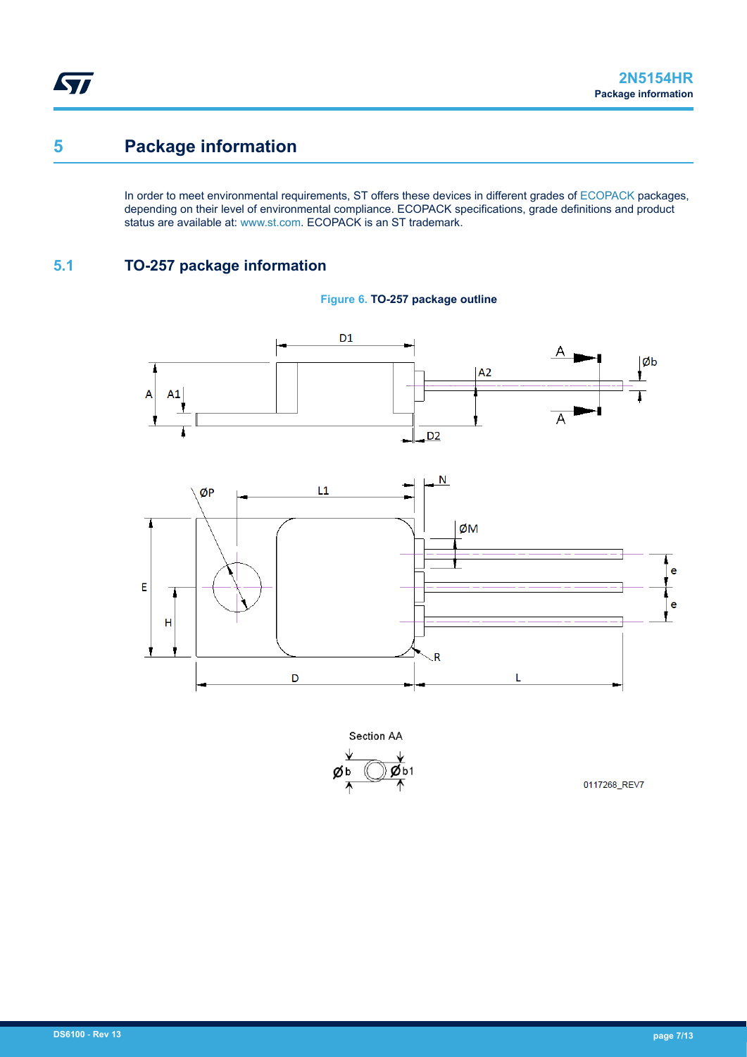# 5 Package information

In order to meet environmental requirements, ST offers these devices in different grades of ECOPACK packages, depending on their level of environmental compliance. ECOPACK specifications, grade definitions and product status are available at: www.st.com. ECOPACK is an ST trademark.

## 5.1 TO-257 package information

**Figure 6. TO-257 package outline**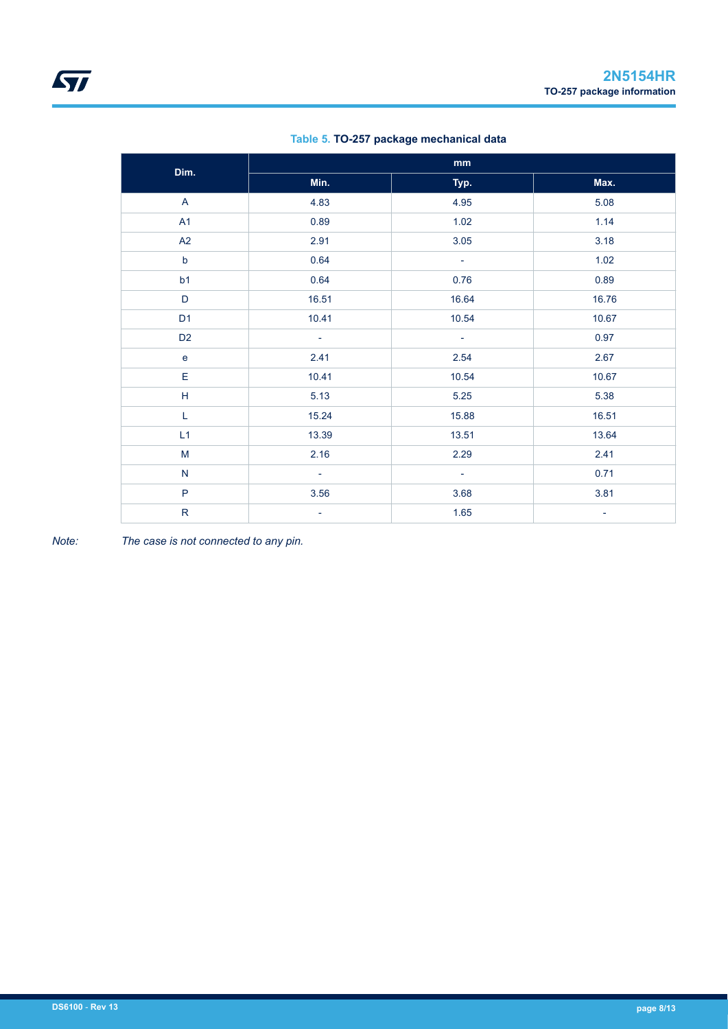**Table 5. TO-257 package mechanical data**

| Dim. | mm | | |
|---|---|---|---|
| | Min. | Typ. | Max. |
| A | 4.83 | 4.95 | 5.08 |
| A1 | 0.89 | 1.02 | 1.14 |
| A2 | 2.91 | 3.05 | 3.18 |
| b | 0.64 | - | 1.02 |
| b1 | 0.64 | 0.76 | 0.89 |
| D | 16.51 | 16.64 | 16.76 |
| D1 | 10.41 | 10.54 | 10.67 |
| D2 | - | - | 0.97 |
| e | 2.41 | 2.54 | 2.67 |
| E | 10.41 | 10.54 | 10.67 |
| H | 5.13 | 5.25 | 5.38 |
| L | 15.24 | 15.88 | 16.51 |
| L1 | 13.39 | 13.51 | 13.64 |
| M | 2.16 | 2.29 | 2.41 |
| N | - | - | 0.71 |
| P | 3.56 | 3.68 | 3.81 |
| R | - | 1.65 | - |

*Note: The case is not connected to any pin.*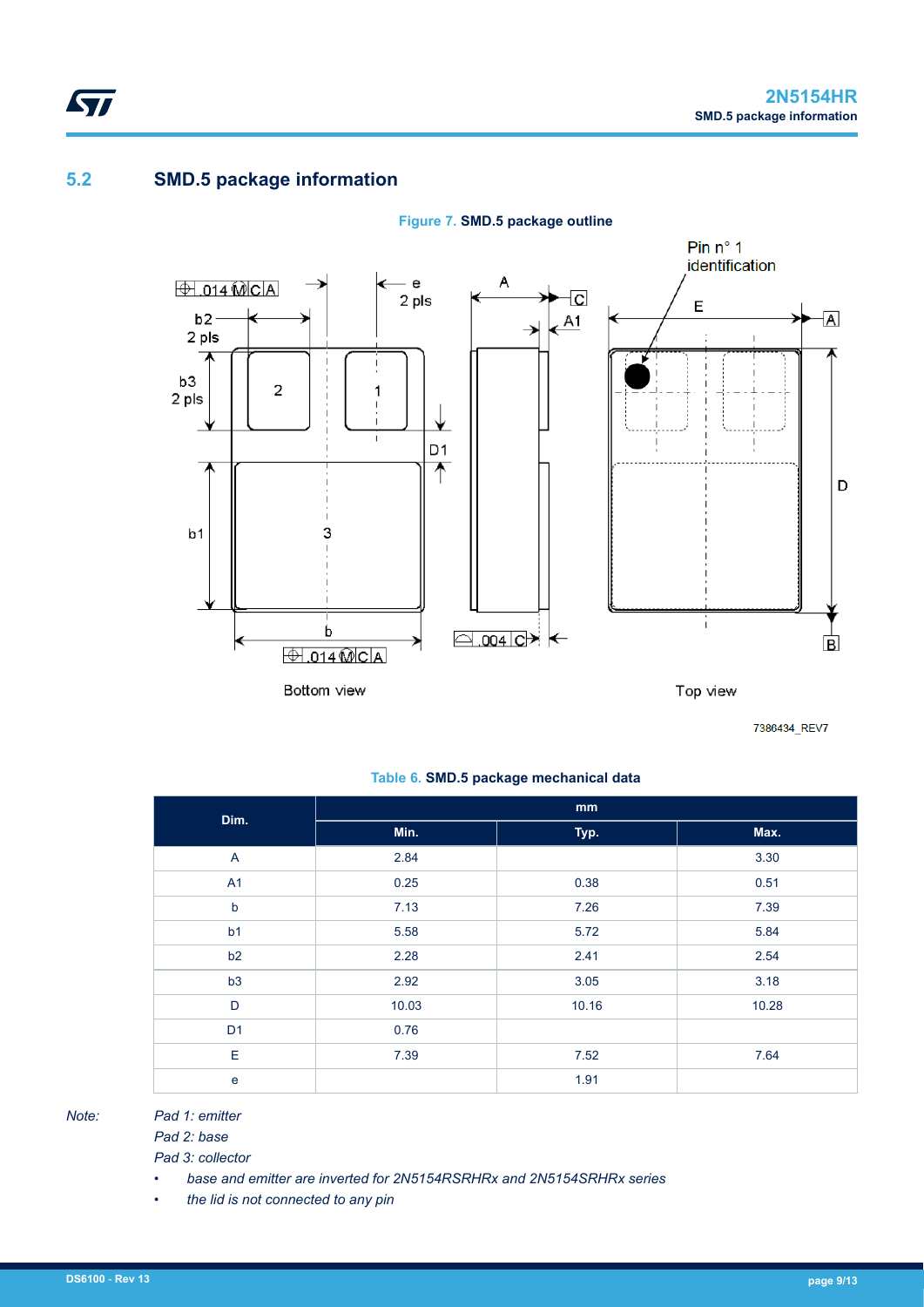## 5.2 SMD.5 package information

**Figure 7. SMD.5 package outline**

**Table 6. SMD.5 package mechanical data**

| Dim. | mm | | |
|---|---|---|---|
| | Min. | Typ. | Max. |
| A | 2.84 | | 3.30 |
| A1 | 0.25 | 0.38 | 0.51 |
| b | 7.13 | 7.26 | 7.39 |
| b1 | 5.58 | 5.72 | 5.84 |
| b2 | 2.28 | 2.41 | 2.54 |
| b3 | 2.92 | 3.05 | 3.18 |
| D | 10.03 | 10.16 | 10.28 |
| D1 | 0.76 | | |
| E | 7.39 | 7.52 | 7.64 |
| e | | 1.91 | |

*Note:* *Pad 1: emitter*
*Pad 2: base*
*Pad 3: collector*

- *base and emitter are inverted for 2N5154RSRHRx and 2N5154SRHRx series*
- *the lid is not connected to any pin*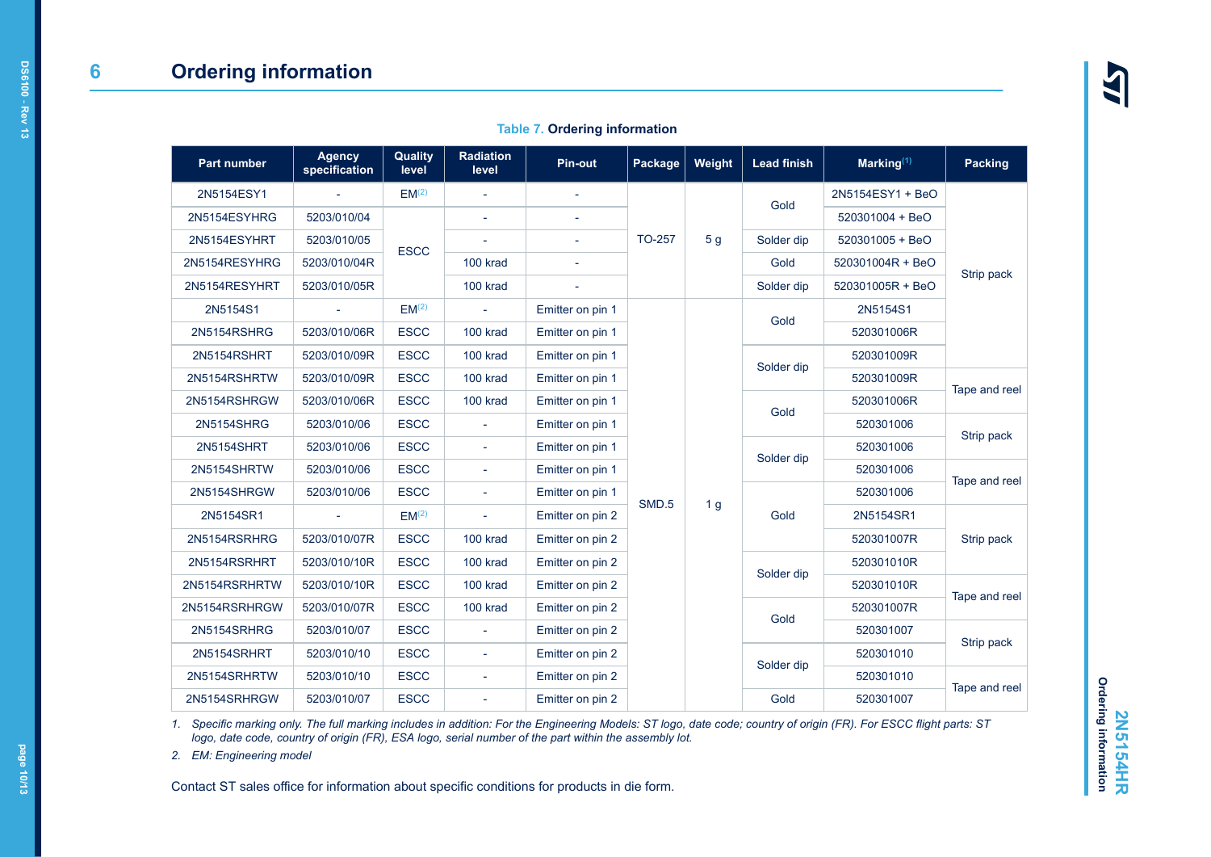## 6 Ordering information

**Table 7. Ordering information**

| Part number | Agency specification | Quality level | Radiation level | Pin-out | Package | Weight | Lead finish | Marking[(1)] | Packing |
|---|---|---|---|---|---|---|---|---|---|
| 2N5154ESY1 | - | EM[(2)] | - | - | TO-257 | 5 g | Gold | 2N5154ESY1 + BeO | Strip pack |
| 2N5154ESYHRG | 5203/010/04 | ESCC | - | - | TO-257 | 5 g | Gold | 520301004 + BeO | Strip pack |
| 2N5154ESYHRT | 5203/010/05 | ESCC | - | - | TO-257 | 5 g | Solder dip | 520301005 + BeO | Strip pack |
| 2N5154RESYHRG | 5203/010/04R | ESCC | 100 krad | - | TO-257 | 5 g | Gold | 520301004R + BeO | Strip pack |
| 2N5154RESYHRT | 5203/010/05R | ESCC | 100 krad | - | TO-257 | 5 g | Solder dip | 520301005R + BeO | Strip pack |
| 2N5154S1 | - | EM[(2)] | - | Emitter on pin 1 | SMD.5 | 1 g | Gold | 2N5154S1 | Strip pack |
| 2N5154RSHRG | 5203/010/06R | ESCC | 100 krad | Emitter on pin 1 | SMD.5 | 1 g | Gold | 520301006R | Strip pack |
| 2N5154RSHRT | 5203/010/09R | ESCC | 100 krad | Emitter on pin 1 | SMD.5 | 1 g | Solder dip | 520301009R | Strip pack |
| 2N5154RSHRTW | 5203/010/09R | ESCC | 100 krad | Emitter on pin 1 | SMD.5 | 1 g | Solder dip | 520301009R | Tape and reel |
| 2N5154RSHRGW | 5203/010/06R | ESCC | 100 krad | Emitter on pin 1 | SMD.5 | 1 g | Gold | 520301006R | Tape and reel |
| 2N5154SHRG | 5203/010/06 | ESCC | - | Emitter on pin 1 | SMD.5 | 1 g | Gold | 520301006 | Strip pack |
| 2N5154SHRT | 5203/010/06 | ESCC | - | Emitter on pin 1 | SMD.5 | 1 g | Solder dip | 520301006 | Strip pack |
| 2N5154SHRTW | 5203/010/06 | ESCC | - | Emitter on pin 1 | SMD.5 | 1 g | Solder dip | 520301006 | Tape and reel |
| 2N5154SHRGW | 5203/010/06 | ESCC | - | Emitter on pin 1 | SMD.5 | 1 g | Gold | 520301006 | Tape and reel |
| 2N5154SR1 | - | EM[(2)] | - | Emitter on pin 2 | SMD.5 | 1 g | Gold | 2N5154SR1 | Strip pack |
| 2N5154RSRHRG | 5203/010/07R | ESCC | 100 krad | Emitter on pin 2 | SMD.5 | 1 g | Gold | 520301007R | Strip pack |
| 2N5154RSRHRT | 5203/010/10R | ESCC | 100 krad | Emitter on pin 2 | SMD.5 | 1 g | Solder dip | 520301010R | Strip pack |
| 2N5154RSRHRTW | 5203/010/10R | ESCC | 100 krad | Emitter on pin 2 | SMD.5 | 1 g | Solder dip | 520301010R | Tape and reel |
| 2N5154RSRHRGW | 5203/010/07R | ESCC | 100 krad | Emitter on pin 2 | SMD.5 | 1 g | Gold | 520301007R | Tape and reel |
| 2N5154SRHRG | 5203/010/07 | ESCC | - | Emitter on pin 2 | SMD.5 | 1 g | Gold | 520301007 | Strip pack |
| 2N5154SRHRT | 5203/010/10 | ESCC | - | Emitter on pin 2 | SMD.5 | 1 g | Solder dip | 520301010 | Strip pack |
| 2N5154SRHRTW | 5203/010/10 | ESCC | - | Emitter on pin 2 | SMD.5 | 1 g | Solder dip | 520301010 | Tape and reel |
| 2N5154SRHRGW | 5203/010/07 | ESCC | - | Emitter on pin 2 | SMD.5 | 1 g | Gold | 520301007 | Tape and reel |

1. *Specific marking only. The full marking includes in addition: For the Engineering Models: ST logo, date code; country of origin (FR). For ESCC flight parts: ST logo, date code, country of origin (FR), ESA logo, serial number of the part within the assembly lot.*
2. *EM: Engineering model*

Contact ST sales office for information about specific conditions for products in die form.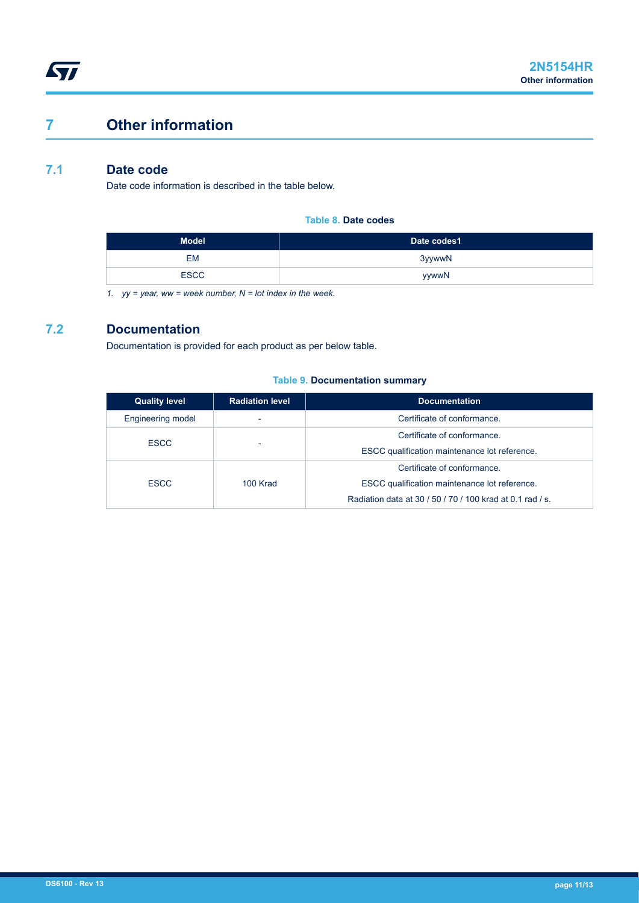# 7 Other information

## 7.1 Date code

Date code information is described in the table below.

**Table 8. Date codes**

| Model | Date codes[1] |
|---|---|
| EM | 3yywwN |
| ESCC | yywwN |

*1. yy = year, ww = week number, N = lot index in the week.*

## 7.2 Documentation

Documentation is provided for each product as per below table.

**Table 9. Documentation summary**

| Quality level | Radiation level | Documentation |
|---|---|---|
| Engineering model | - | Certificate of conformance. |
| ESCC | - | Certificate of conformance.<br>ESCC qualification maintenance lot reference. |
| ESCC | 100 Krad | Certificate of conformance.<br>ESCC qualification maintenance lot reference.<br>Radiation data at 30 / 50 / 70 / 100 krad at 0.1 rad / s. |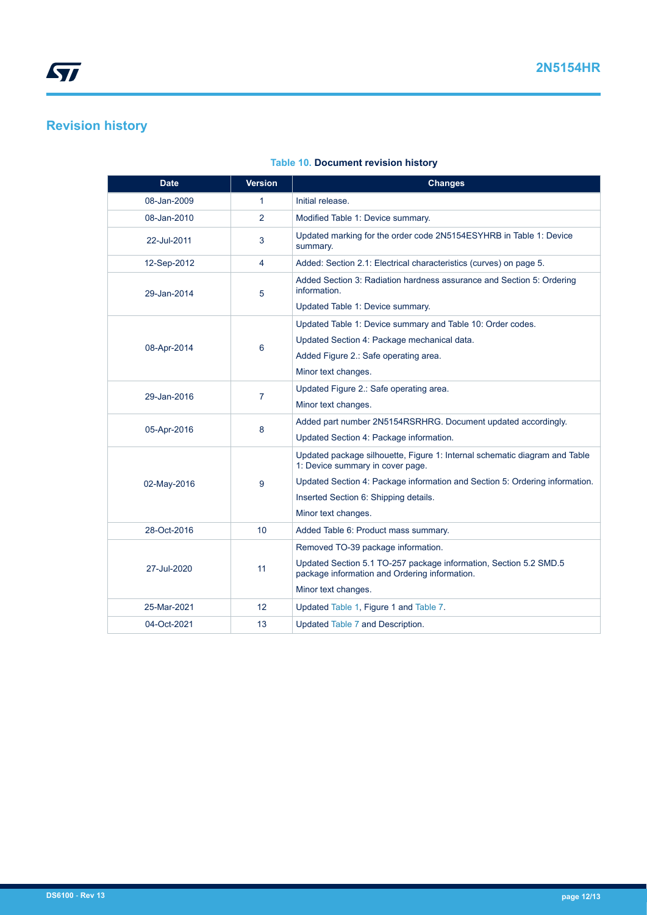# Revision history

**Table 10. Document revision history**

| Date | Version | Changes |
| --- | --- | --- |
| 08-Jan-2009 | 1 | Initial release. |
| 08-Jan-2010 | 2 | Modified Table 1: Device summary. |
| 22-Jul-2011 | 3 | Updated marking for the order code 2N5154ESYHRB in Table 1: Device summary. |
| 12-Sep-2012 | 4 | Added: Section 2.1: Electrical characteristics (curves) on page 5. |
| 29-Jan-2014 | 5 | Added Section 3: Radiation hardness assurance and Section 5: Ordering information.<br>Updated Table 1: Device summary. |
| 08-Apr-2014 | 6 | Updated Table 1: Device summary and Table 10: Order codes.<br>Updated Section 4: Package mechanical data.<br>Added Figure 2.: Safe operating area.<br>Minor text changes. |
| 29-Jan-2016 | 7 | Updated Figure 2.: Safe operating area.<br>Minor text changes. |
| 05-Apr-2016 | 8 | Added part number 2N5154RSRHRG. Document updated accordingly.<br>Updated Section 4: Package information. |
| 02-May-2016 | 9 | Updated package silhouette, Figure 1: Internal schematic diagram and Table 1: Device summary in cover page.<br>Updated Section 4: Package information and Section 5: Ordering information.<br>Inserted Section 6: Shipping details.<br>Minor text changes. |
| 28-Oct-2016 | 10 | Added Table 6: Product mass summary. |
| 27-Jul-2020 | 11 | Removed TO-39 package information.<br>Updated Section 5.1 TO-257 package information, Section 5.2 SMD.5 package information and Ordering information.<br>Minor text changes. |
| 25-Mar-2021 | 12 | Updated Table 1, Figure 1 and Table 7. |
| 04-Oct-2021 | 13 | Updated Table 7 and Description. |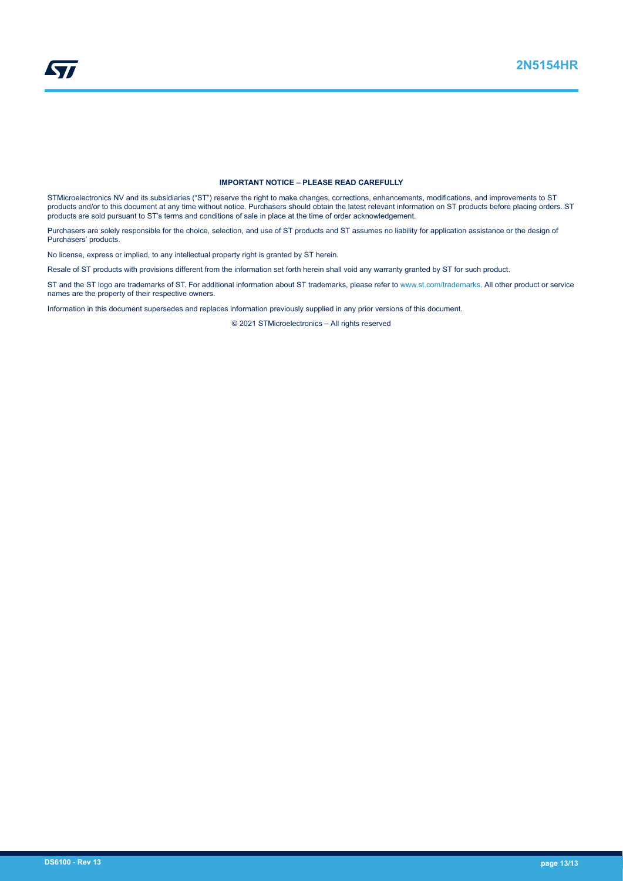**IMPORTANT NOTICE – PLEASE READ CAREFULLY**

STMicroelectronics NV and its subsidiaries ("ST") reserve the right to make changes, corrections, enhancements, modifications, and improvements to ST products and/or to this document at any time without notice. Purchasers should obtain the latest relevant information on ST products before placing orders. ST products are sold pursuant to ST's terms and conditions of sale in place at the time of order acknowledgement.

Purchasers are solely responsible for the choice, selection, and use of ST products and ST assumes no liability for application assistance or the design of Purchasers' products.

No license, express or implied, to any intellectual property right is granted by ST herein.

Resale of ST products with provisions different from the information set forth herein shall void any warranty granted by ST for such product.

ST and the ST logo are trademarks of ST. For additional information about ST trademarks, please refer to www.st.com/trademarks. All other product or service names are the property of their respective owners.

Information in this document supersedes and replaces information previously supplied in any prior versions of this document.

© 2021 STMicroelectronics – All rights reserved